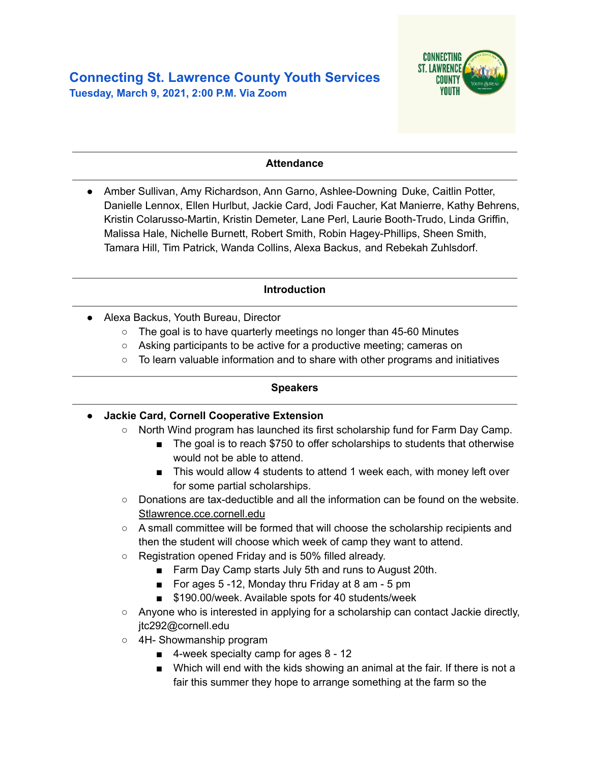# Connecting St. Lawrence County Youth Services

**Tuesday, March 9, 2021, 2:00 P.M. Via Zoom**

---

**Attendance**

- Amber Sullivan, Amy Richardson, Ann Garno, Ashlee-Downing Duke, Caitlin Potter, Danielle Lennox, Ellen Hurlbut, Jackie Card, Jodi Faucher, Kat Manierre, Kathy Behrens, Kristin Colarusso-Martin, Kristin Demeter, Lane Perl, Laurie Booth-Trudo, Linda Griffin, Malissa Hale, Nichelle Burnett, Robert Smith, Robin Hagey-Phillips, Sheen Smith, Tamara Hill, Tim Patrick, Wanda Collins, Alexa Backus, and Rebekah Zuhlsdorf.

---

**Introduction**

- Alexa Backus, Youth Bureau, Director
  - The goal is to have quarterly meetings no longer than 45-60 Minutes
  - Asking participants to be active for a productive meeting; cameras on
  - To learn valuable information and to share with other programs and initiatives

---

**Speakers**

- **Jackie Card, Cornell Cooperative Extension**
  - North Wind program has launched its first scholarship fund for Farm Day Camp.
    - The goal is to reach $750 to offer scholarships to students that otherwise would not be able to attend.
    - This would allow 4 students to attend 1 week each, with money left over for some partial scholarships.
  - Donations are tax-deductible and all the information can be found on the website. Stlawrence.cce.cornell.edu
  - A small committee will be formed that will choose the scholarship recipients and then the student will choose which week of camp they want to attend.
  - Registration opened Friday and is 50% filled already.
    - Farm Day Camp starts July 5th and runs to August 20th.
    - For ages 5 -12, Monday thru Friday at 8 am - 5 pm
    - $190.00/week. Available spots for 40 students/week
  - Anyone who is interested in applying for a scholarship can contact Jackie directly, jtc292@cornell.edu
  - 4H- Showmanship program
    - 4-week specialty camp for ages 8 - 12
    - Which will end with the kids showing an animal at the fair. If there is not a fair this summer they hope to arrange something at the farm so the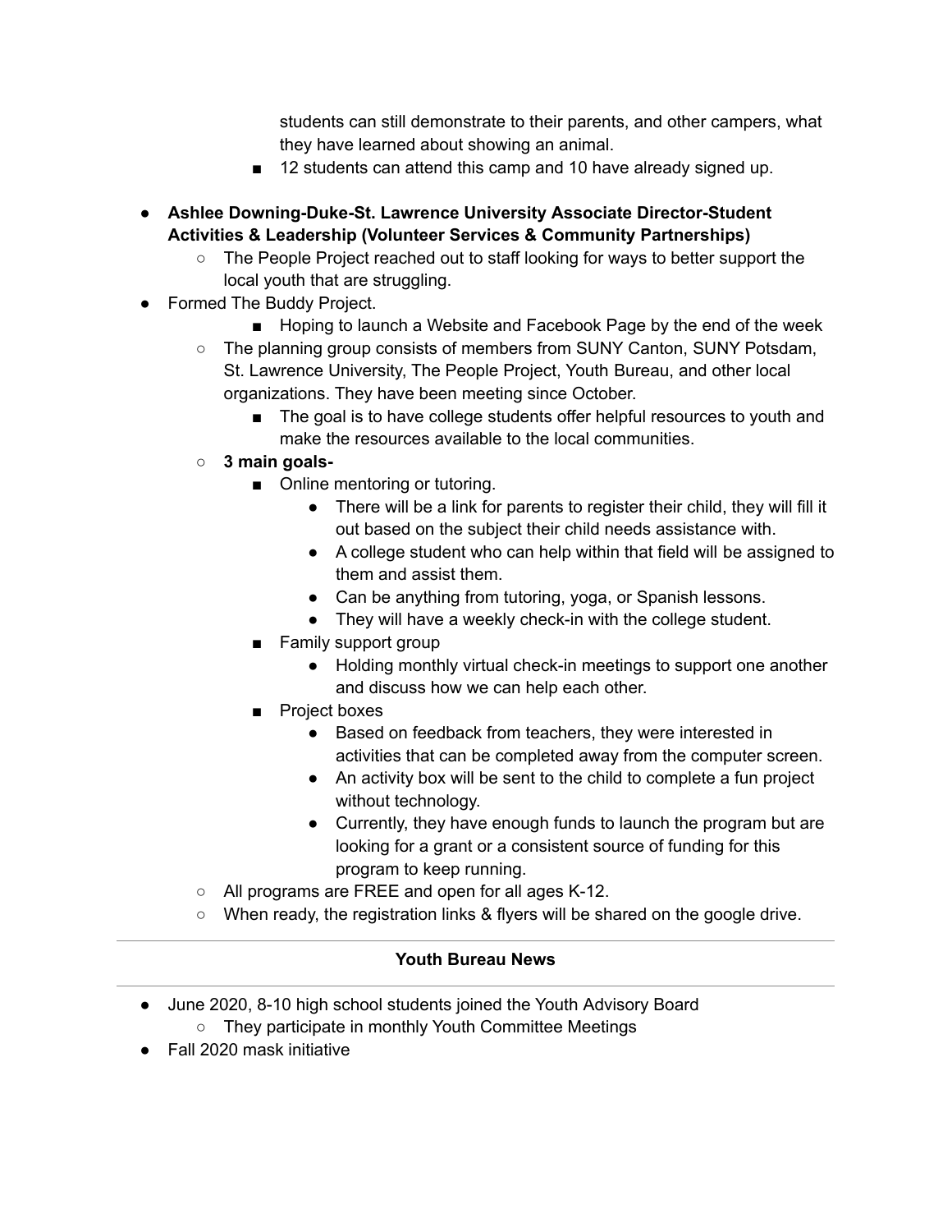students can still demonstrate to their parents, and other campers, what they have learned about showing an animal.

- 12 students can attend this camp and 10 have already signed up.

- **Ashlee Downing-Duke-St. Lawrence University Associate Director-Student Activities & Leadership (Volunteer Services & Community Partnerships)**
  - The People Project reached out to staff looking for ways to better support the local youth that are struggling.
- Formed The Buddy Project.
    - Hoping to launch a Website and Facebook Page by the end of the week
  - The planning group consists of members from SUNY Canton, SUNY Potsdam, St. Lawrence University, The People Project, Youth Bureau, and other local organizations. They have been meeting since October.
    - The goal is to have college students offer helpful resources to youth and make the resources available to the local communities.
  - **3 main goals-**
    - Online mentoring or tutoring.
      - There will be a link for parents to register their child, they will fill it out based on the subject their child needs assistance with.
      - A college student who can help within that field will be assigned to them and assist them.
      - Can be anything from tutoring, yoga, or Spanish lessons.
      - They will have a weekly check-in with the college student.
    - Family support group
      - Holding monthly virtual check-in meetings to support one another and discuss how we can help each other.
    - Project boxes
      - Based on feedback from teachers, they were interested in activities that can be completed away from the computer screen.
      - An activity box will be sent to the child to complete a fun project without technology.
      - Currently, they have enough funds to launch the program but are looking for a grant or a consistent source of funding for this program to keep running.
  - All programs are FREE and open for all ages K-12.
  - When ready, the registration links & flyers will be shared on the google drive.

---

**Youth Bureau News**

---

- June 2020, 8-10 high school students joined the Youth Advisory Board
  - They participate in monthly Youth Committee Meetings
- Fall 2020 mask initiative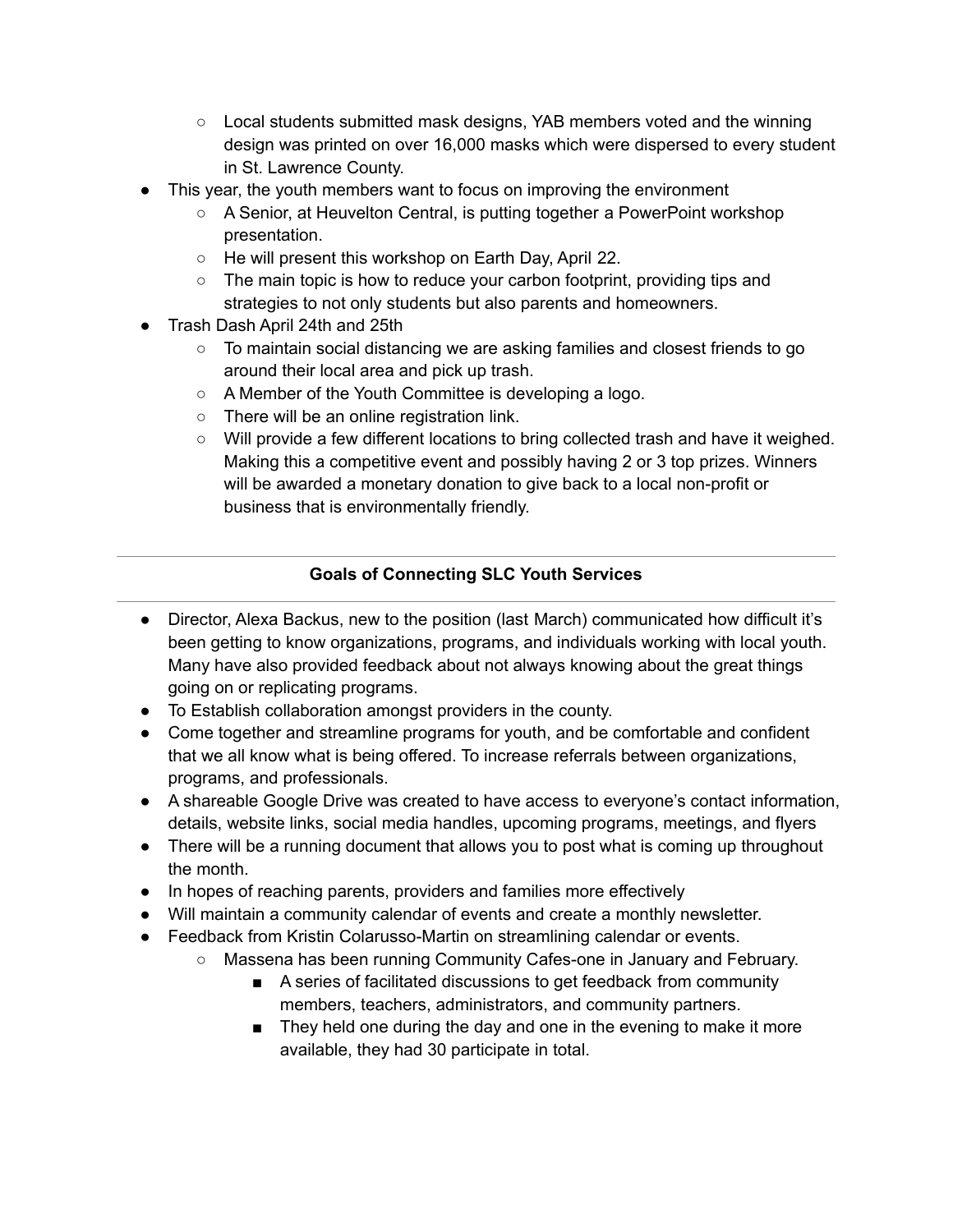- Local students submitted mask designs, YAB members voted and the winning design was printed on over 16,000 masks which were dispersed to every student in St. Lawrence County.
- This year, the youth members want to focus on improving the environment
    - A Senior, at Heuvelton Central, is putting together a PowerPoint workshop presentation.
    - He will present this workshop on Earth Day, April 22.
    - The main topic is how to reduce your carbon footprint, providing tips and strategies to not only students but also parents and homeowners.
- Trash Dash April 24th and 25th
    - To maintain social distancing we are asking families and closest friends to go around their local area and pick up trash.
    - A Member of the Youth Committee is developing a logo.
    - There will be an online registration link.
    - Will provide a few different locations to bring collected trash and have it weighed. Making this a competitive event and possibly having 2 or 3 top prizes. Winners will be awarded a monetary donation to give back to a local non-profit or business that is environmentally friendly.

---

**Goals of Connecting SLC Youth Services**

---

- Director, Alexa Backus, new to the position (last March) communicated how difficult it's been getting to know organizations, programs, and individuals working with local youth. Many have also provided feedback about not always knowing about the great things going on or replicating programs.
- To Establish collaboration amongst providers in the county.
- Come together and streamline programs for youth, and be comfortable and confident that we all know what is being offered. To increase referrals between organizations, programs, and professionals.
- A shareable Google Drive was created to have access to everyone's contact information, details, website links, social media handles, upcoming programs, meetings, and flyers
- There will be a running document that allows you to post what is coming up throughout the month.
- In hopes of reaching parents, providers and families more effectively
- Will maintain a community calendar of events and create a monthly newsletter.
- Feedback from Kristin Colarusso-Martin on streamlining calendar or events.
    - Massena has been running Community Cafes-one in January and February.
        - A series of facilitated discussions to get feedback from community members, teachers, administrators, and community partners.
        - They held one during the day and one in the evening to make it more available, they had 30 participate in total.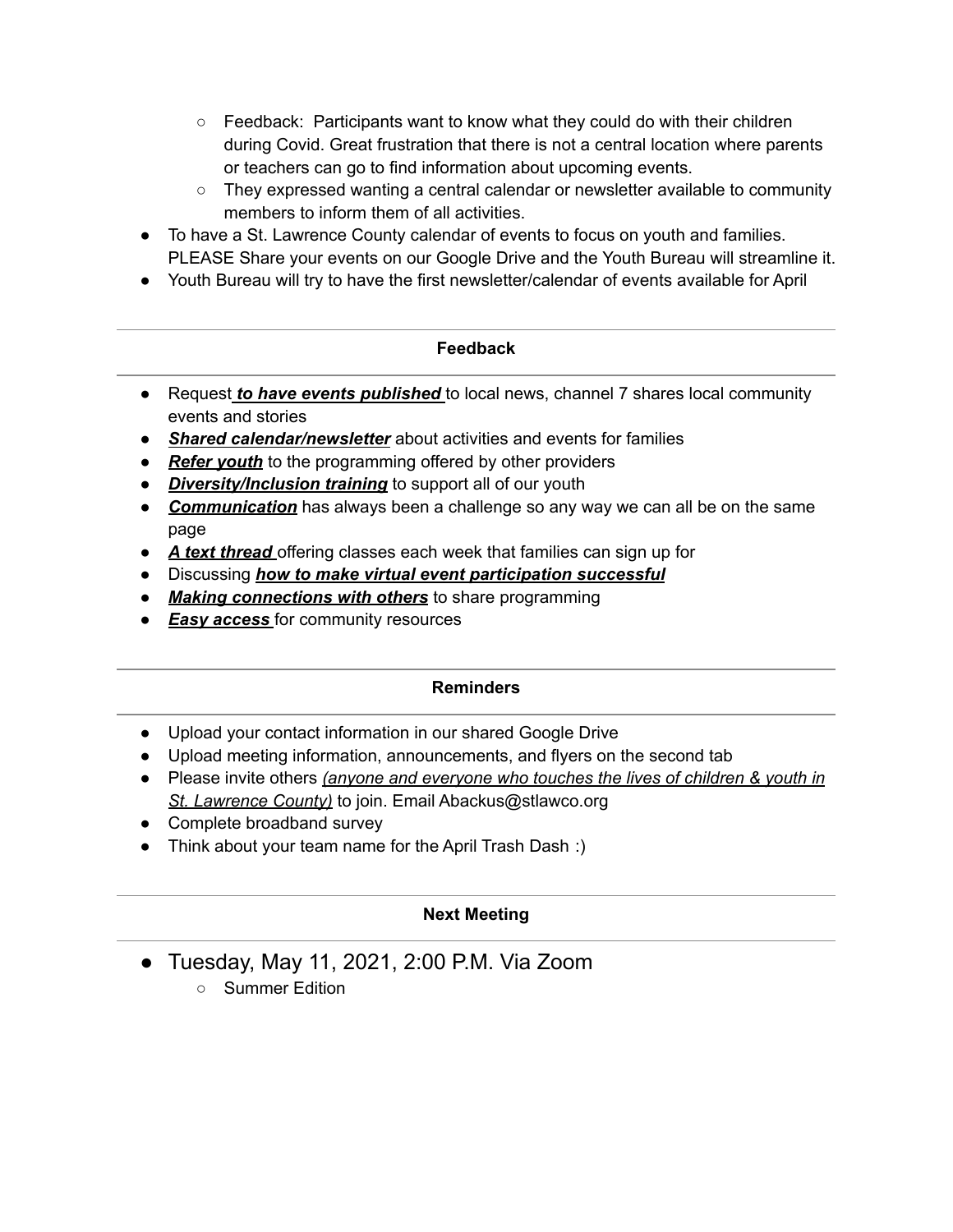- Feedback: Participants want to know what they could do with their children during Covid. Great frustration that there is not a central location where parents or teachers can go to find information about upcoming events.
  - They expressed wanting a central calendar or newsletter available to community members to inform them of all activities.
- To have a St. Lawrence County calendar of events to focus on youth and families. PLEASE Share your events on our Google Drive and the Youth Bureau will streamline it.
- Youth Bureau will try to have the first newsletter/calendar of events available for April

---

**Feedback**

---

- Request ***to have events published*** to local news, channel 7 shares local community events and stories
- ***Shared calendar/newsletter*** about activities and events for families
- ***Refer youth*** to the programming offered by other providers
- ***Diversity/Inclusion training*** to support all of our youth
- ***Communication*** has always been a challenge so any way we can all be on the same page
- ***A text thread*** offering classes each week that families can sign up for
- Discussing ***how to make virtual event participation successful***
- ***Making connections with others*** to share programming
- ***Easy access*** for community resources

---

**Reminders**

---

- Upload your contact information in our shared Google Drive
- Upload meeting information, announcements, and flyers on the second tab
- Please invite others *(anyone and everyone who touches the lives of children & youth in St. Lawrence County)* to join. Email Abackus@stlawco.org
- Complete broadband survey
- Think about your team name for the April Trash Dash :)

---

**Next Meeting**

---

- Tuesday, May 11, 2021, 2:00 P.M. Via Zoom
  - Summer Edition